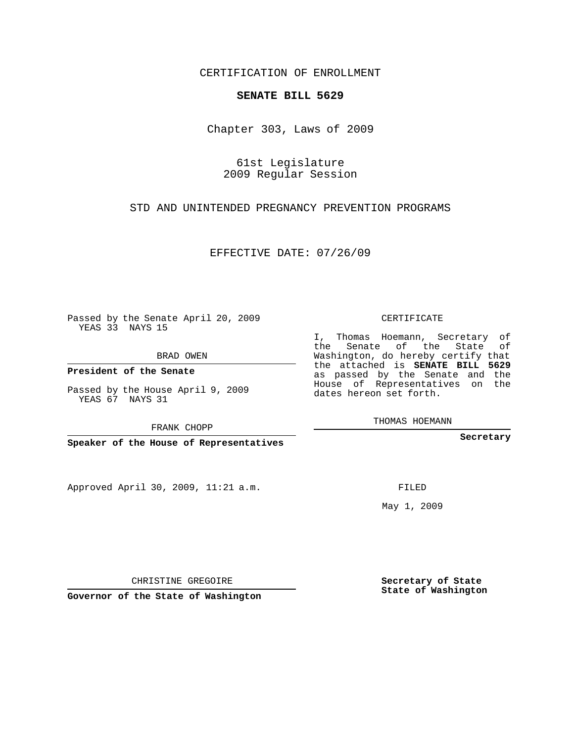CERTIFICATION OF ENROLLMENT

**SENATE BILL 5629**

Chapter 303, Laws of 2009

61st Legislature
2009 Regular Session

STD AND UNINTENDED PREGNANCY PREVENTION PROGRAMS

EFFECTIVE DATE: 07/26/09

Passed by the Senate April 20, 2009
YEAS 33 NAYS 15

BRAD OWEN

**President of the Senate**

Passed by the House April 9, 2009
YEAS 67 NAYS 31

FRANK CHOPP

**Speaker of the House of Representatives**

Approved April 30, 2009, 11:21 a.m.

CHRISTINE GREGOIRE

**Governor of the State of Washington**

CERTIFICATE

I, Thomas Hoemann, Secretary of the Senate of the State of Washington, do hereby certify that the attached is **SENATE BILL 5629** as passed by the Senate and the House of Representatives on the dates hereon set forth.

THOMAS HOEMANN

**Secretary**

FILED

May 1, 2009

**Secretary of State**
**State of Washington**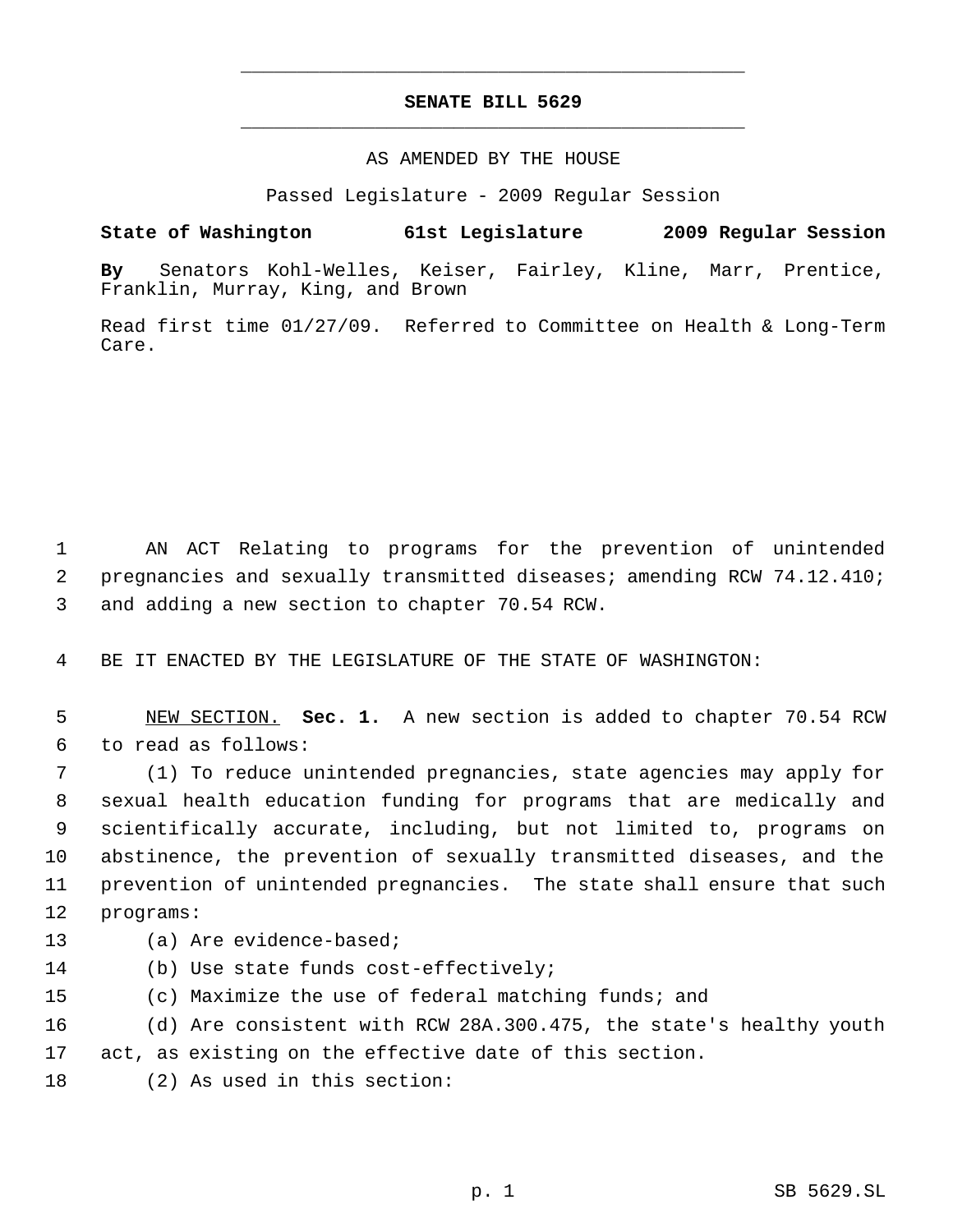# SENATE BILL 5629

AS AMENDED BY THE HOUSE

Passed Legislature - 2009 Regular Session

**State of Washington 61st Legislature 2009 Regular Session**

**By** Senators Kohl-Welles, Keiser, Fairley, Kline, Marr, Prentice, Franklin, Murray, King, and Brown

Read first time 01/27/09. Referred to Committee on Health & Long-Term Care.

AN ACT Relating to programs for the prevention of unintended pregnancies and sexually transmitted diseases; amending RCW 74.12.410; and adding a new section to chapter 70.54 RCW.

BE IT ENACTED BY THE LEGISLATURE OF THE STATE OF WASHINGTON:

NEW SECTION. **Sec. 1.** A new section is added to chapter 70.54 RCW to read as follows:

(1) To reduce unintended pregnancies, state agencies may apply for sexual health education funding for programs that are medically and scientifically accurate, including, but not limited to, programs on abstinence, the prevention of sexually transmitted diseases, and the prevention of unintended pregnancies. The state shall ensure that such programs:

(a) Are evidence-based;

(b) Use state funds cost-effectively;

(c) Maximize the use of federal matching funds; and

(d) Are consistent with RCW 28A.300.475, the state's healthy youth act, as existing on the effective date of this section.

(2) As used in this section: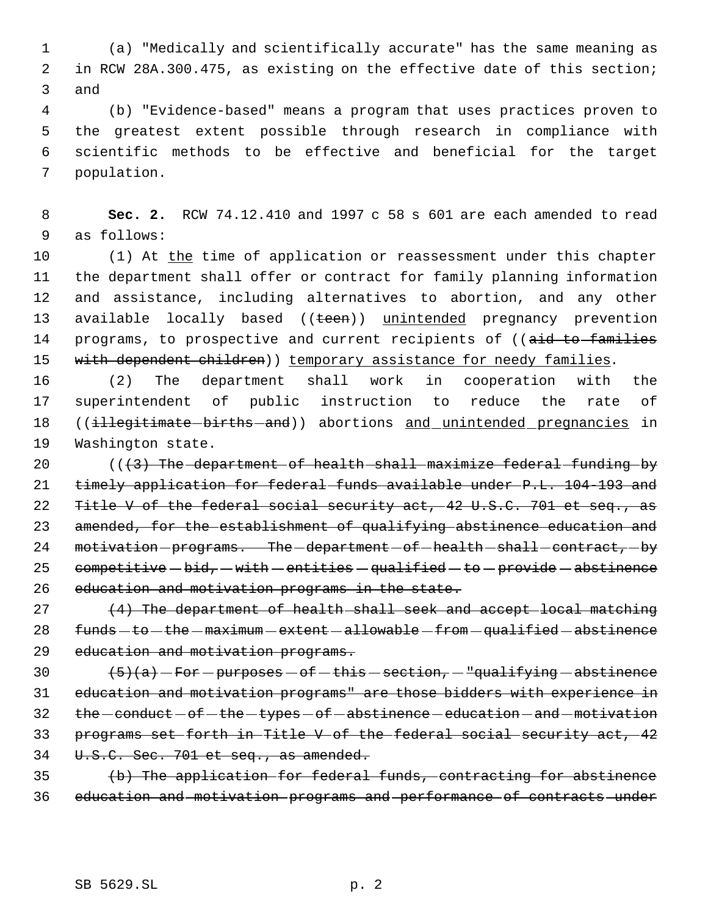(a) "Medically and scientifically accurate" has the same meaning as in RCW 28A.300.475, as existing on the effective date of this section; and

(b) "Evidence-based" means a program that uses practices proven to the greatest extent possible through research in compliance with scientific methods to be effective and beneficial for the target population.

**Sec. 2.** RCW 74.12.410 and 1997 c 58 s 601 are each amended to read as follows:

(1) At <u>the</u> time of application or reassessment under this chapter the department shall offer or contract for family planning information and assistance, including alternatives to abortion, and any other available locally based ((~~teen~~)) <u>unintended</u> pregnancy prevention programs, to prospective and current recipients of ((~~aid to families with dependent children~~)) <u>temporary assistance for needy families</u>.

(2) The department shall work in cooperation with the superintendent of public instruction to reduce the rate of ((~~illegitimate births and~~)) abortions <u>and unintended pregnancies</u> in Washington state.

((~~(3) The department of health shall maximize federal funding by timely application for federal funds available under P.L. 104-193 and Title V of the federal social security act, 42 U.S.C. 701 et seq., as amended, for the establishment of qualifying abstinence education and motivation programs. The department of health shall contract, by competitive bid, with entities qualified to provide abstinence education and motivation programs in the state.~~

~~(4) The department of health shall seek and accept local matching funds to the maximum extent allowable from qualified abstinence education and motivation programs.~~

~~(5)(a) For purposes of this section, "qualifying abstinence education and motivation programs" are those bidders with experience in the conduct of the types of abstinence education and motivation programs set forth in Title V of the federal social security act, 42 U.S.C. Sec. 701 et seq., as amended.~~

~~(b) The application for federal funds, contracting for abstinence education and motivation programs and performance of contracts under~~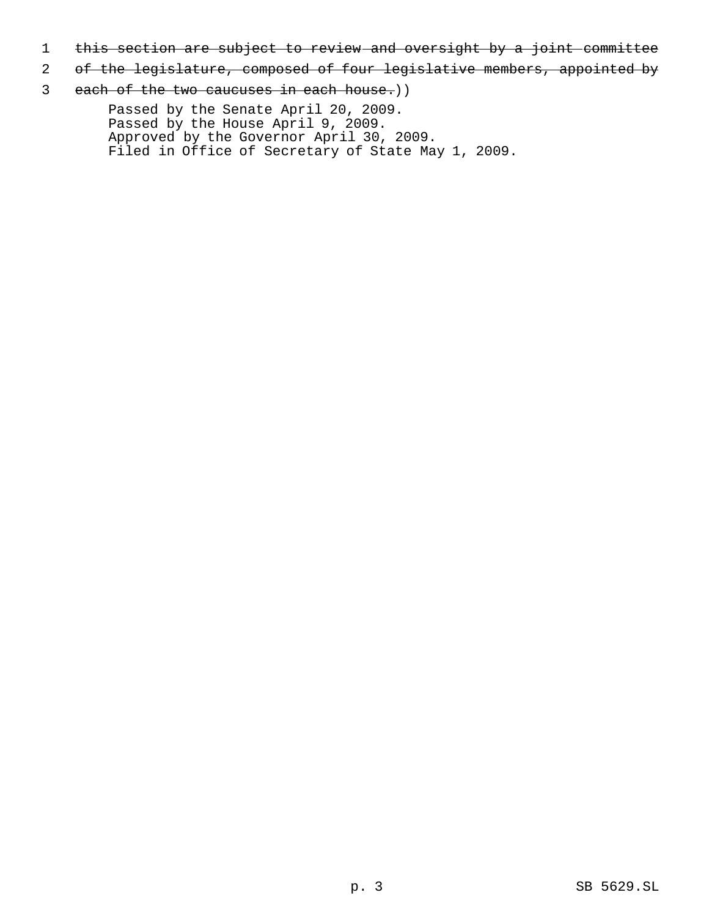1 ~~this section are subject to review and oversight by a joint committee~~
2 ~~of the legislature, composed of four legislative members, appointed by~~
3 ~~each of the two caucuses in each house.~~))

Passed by the Senate April 20, 2009.
Passed by the House April 9, 2009.
Approved by the Governor April 30, 2009.
Filed in Office of Secretary of State May 1, 2009.